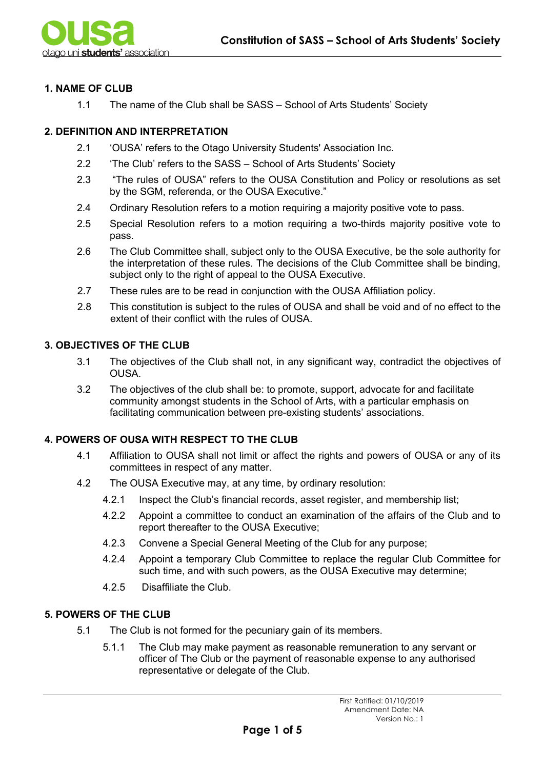## 1. NAME OF CLUB

1.1 The name of the Club shall be SASS – School of Arts Students' Society

## 2. DEFINITION AND INTERPRETATION

2.1 'OUSA' refers to the Otago University Students' Association Inc.

2.2 'The Club' refers to the SASS – School of Arts Students' Society

2.3 "The rules of OUSA" refers to the OUSA Constitution and Policy or resolutions as set by the SGM, referenda, or the OUSA Executive."

2.4 Ordinary Resolution refers to a motion requiring a majority positive vote to pass.

2.5 Special Resolution refers to a motion requiring a two-thirds majority positive vote to pass.

2.6 The Club Committee shall, subject only to the OUSA Executive, be the sole authority for the interpretation of these rules. The decisions of the Club Committee shall be binding, subject only to the right of appeal to the OUSA Executive.

2.7 These rules are to be read in conjunction with the OUSA Affiliation policy.

2.8 This constitution is subject to the rules of OUSA and shall be void and of no effect to the extent of their conflict with the rules of OUSA.

## 3. OBJECTIVES OF THE CLUB

3.1 The objectives of the Club shall not, in any significant way, contradict the objectives of OUSA.

3.2 The objectives of the club shall be: to promote, support, advocate for and facilitate community amongst students in the School of Arts, with a particular emphasis on facilitating communication between pre-existing students' associations.

## 4. POWERS OF OUSA WITH RESPECT TO THE CLUB

4.1 Affiliation to OUSA shall not limit or affect the rights and powers of OUSA or any of its committees in respect of any matter.

4.2 The OUSA Executive may, at any time, by ordinary resolution:

- 4.2.1 Inspect the Club's financial records, asset register, and membership list;
- 4.2.2 Appoint a committee to conduct an examination of the affairs of the Club and to report thereafter to the OUSA Executive;
- 4.2.3 Convene a Special General Meeting of the Club for any purpose;
- 4.2.4 Appoint a temporary Club Committee to replace the regular Club Committee for such time, and with such powers, as the OUSA Executive may determine;
- 4.2.5 Disaffiliate the Club.

## 5. POWERS OF THE CLUB

5.1 The Club is not formed for the pecuniary gain of its members.

- 5.1.1 The Club may make payment as reasonable remuneration to any servant or officer of The Club or the payment of reasonable expense to any authorised representative or delegate of the Club.

First Ratified: 01/10/2019
Amendment Date: NA
Version No.: 1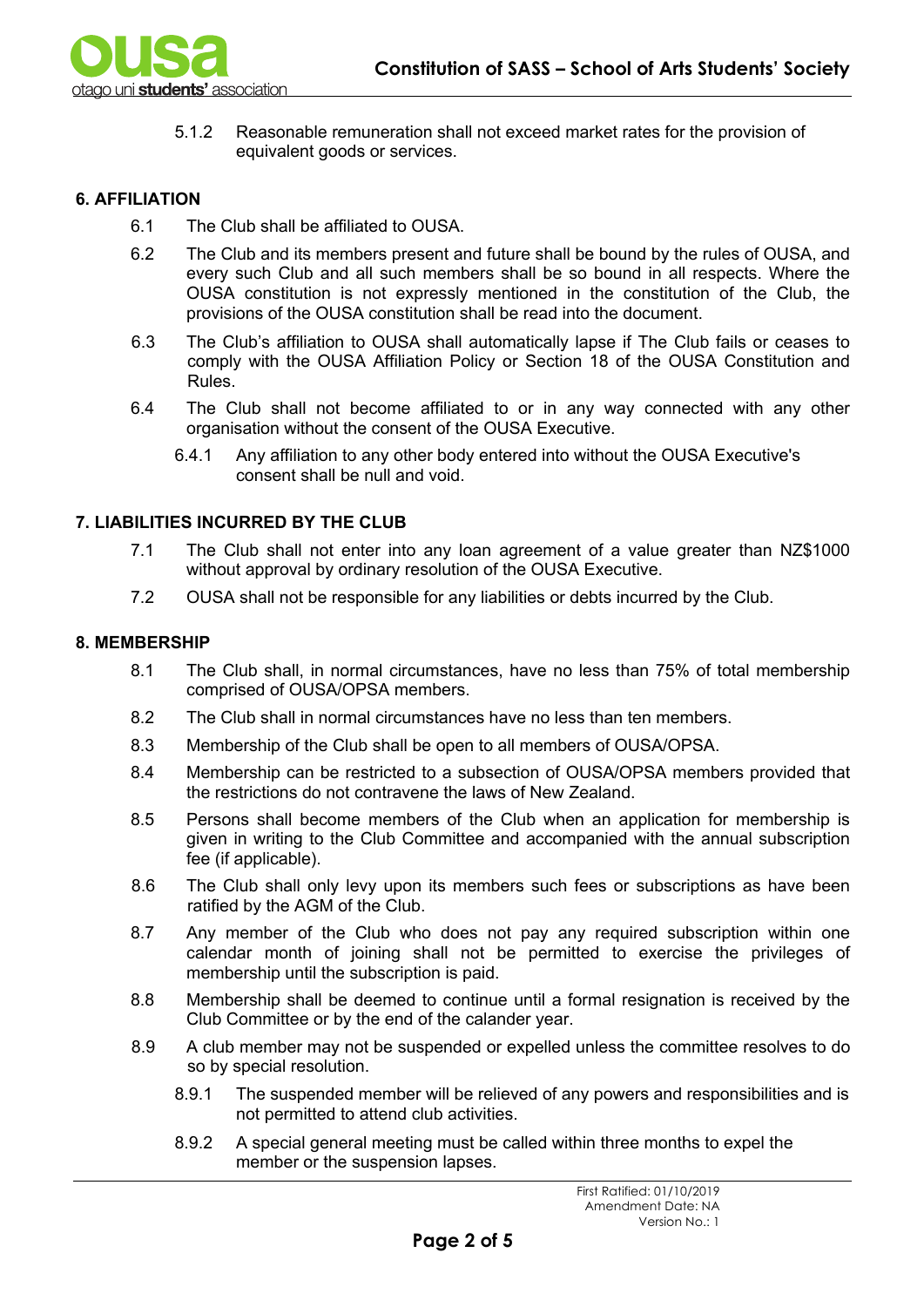5.1.2 Reasonable remuneration shall not exceed market rates for the provision of equivalent goods or services.

## 6. AFFILIATION

6.1 The Club shall be affiliated to OUSA.

6.2 The Club and its members present and future shall be bound by the rules of OUSA, and every such Club and all such members shall be so bound in all respects. Where the OUSA constitution is not expressly mentioned in the constitution of the Club, the provisions of the OUSA constitution shall be read into the document.

6.3 The Club's affiliation to OUSA shall automatically lapse if The Club fails or ceases to comply with the OUSA Affiliation Policy or Section 18 of the OUSA Constitution and Rules.

6.4 The Club shall not become affiliated to or in any way connected with any other organisation without the consent of the OUSA Executive.

6.4.1 Any affiliation to any other body entered into without the OUSA Executive's consent shall be null and void.

## 7. LIABILITIES INCURRED BY THE CLUB

7.1 The Club shall not enter into any loan agreement of a value greater than NZ$1000 without approval by ordinary resolution of the OUSA Executive.

7.2 OUSA shall not be responsible for any liabilities or debts incurred by the Club.

## 8. MEMBERSHIP

8.1 The Club shall, in normal circumstances, have no less than 75% of total membership comprised of OUSA/OPSA members.

8.2 The Club shall in normal circumstances have no less than ten members.

8.3 Membership of the Club shall be open to all members of OUSA/OPSA.

8.4 Membership can be restricted to a subsection of OUSA/OPSA members provided that the restrictions do not contravene the laws of New Zealand.

8.5 Persons shall become members of the Club when an application for membership is given in writing to the Club Committee and accompanied with the annual subscription fee (if applicable).

8.6 The Club shall only levy upon its members such fees or subscriptions as have been ratified by the AGM of the Club.

8.7 Any member of the Club who does not pay any required subscription within one calendar month of joining shall not be permitted to exercise the privileges of membership until the subscription is paid.

8.8 Membership shall be deemed to continue until a formal resignation is received by the Club Committee or by the end of the calander year.

8.9 A club member may not be suspended or expelled unless the committee resolves to do so by special resolution.

8.9.1 The suspended member will be relieved of any powers and responsibilities and is not permitted to attend club activities.

8.9.2 A special general meeting must be called within three months to expel the member or the suspension lapses.

First Ratified: 01/10/2019
Amendment Date: NA
Version No.: 1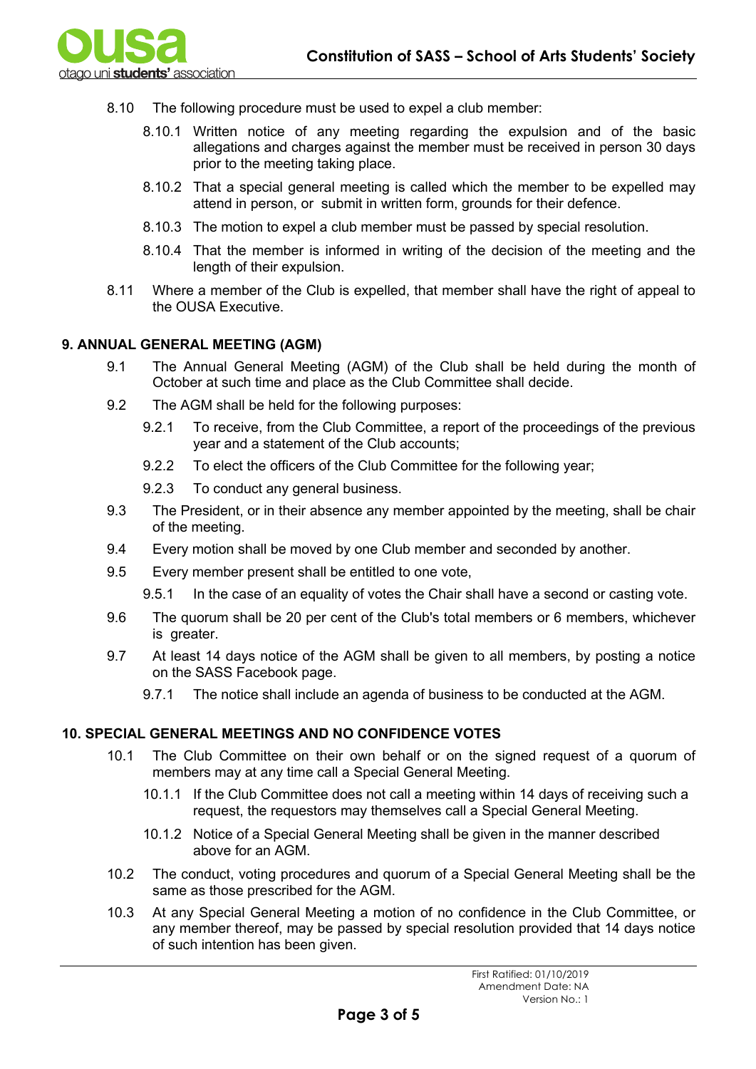8.10 The following procedure must be used to expel a club member:

8.10.1 Written notice of any meeting regarding the expulsion and of the basic allegations and charges against the member must be received in person 30 days prior to the meeting taking place.

8.10.2 That a special general meeting is called which the member to be expelled may attend in person, or submit in written form, grounds for their defence.

8.10.3 The motion to expel a club member must be passed by special resolution.

8.10.4 That the member is informed in writing of the decision of the meeting and the length of their expulsion.

8.11 Where a member of the Club is expelled, that member shall have the right of appeal to the OUSA Executive.

## 9. ANNUAL GENERAL MEETING (AGM)

9.1 The Annual General Meeting (AGM) of the Club shall be held during the month of October at such time and place as the Club Committee shall decide.

9.2 The AGM shall be held for the following purposes:

9.2.1 To receive, from the Club Committee, a report of the proceedings of the previous year and a statement of the Club accounts;

9.2.2 To elect the officers of the Club Committee for the following year;

9.2.3 To conduct any general business.

9.3 The President, or in their absence any member appointed by the meeting, shall be chair of the meeting.

9.4 Every motion shall be moved by one Club member and seconded by another.

9.5 Every member present shall be entitled to one vote,

9.5.1 In the case of an equality of votes the Chair shall have a second or casting vote.

9.6 The quorum shall be 20 per cent of the Club's total members or 6 members, whichever is greater.

9.7 At least 14 days notice of the AGM shall be given to all members, by posting a notice on the SASS Facebook page.

9.7.1 The notice shall include an agenda of business to be conducted at the AGM.

## 10. SPECIAL GENERAL MEETINGS AND NO CONFIDENCE VOTES

10.1 The Club Committee on their own behalf or on the signed request of a quorum of members may at any time call a Special General Meeting.

10.1.1 If the Club Committee does not call a meeting within 14 days of receiving such a request, the requestors may themselves call a Special General Meeting.

10.1.2 Notice of a Special General Meeting shall be given in the manner described above for an AGM.

10.2 The conduct, voting procedures and quorum of a Special General Meeting shall be the same as those prescribed for the AGM.

10.3 At any Special General Meeting a motion of no confidence in the Club Committee, or any member thereof, may be passed by special resolution provided that 14 days notice of such intention has been given.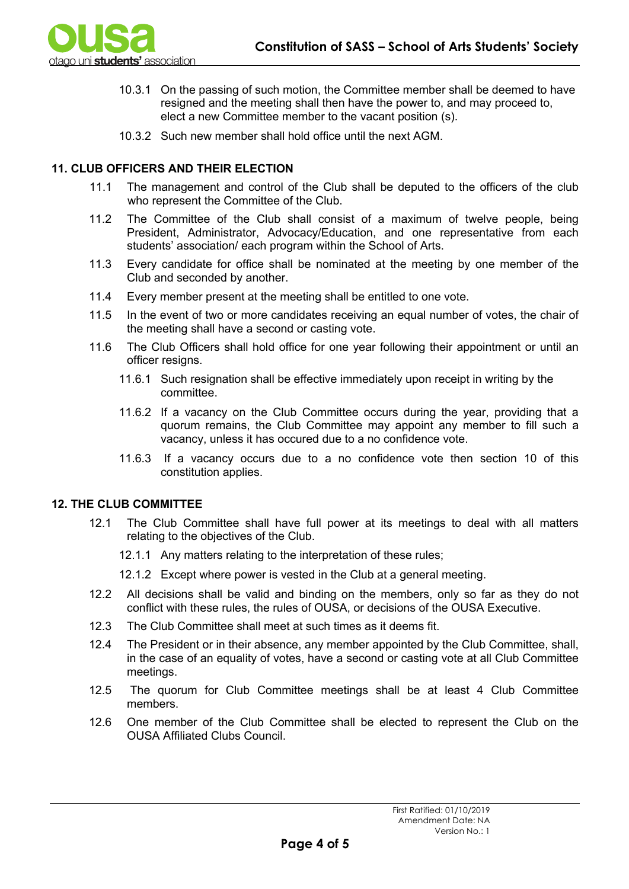10.3.1 On the passing of such motion, the Committee member shall be deemed to have resigned and the meeting shall then have the power to, and may proceed to, elect a new Committee member to the vacant position (s).

10.3.2 Such new member shall hold office until the next AGM.

## 11. CLUB OFFICERS AND THEIR ELECTION

11.1 The management and control of the Club shall be deputed to the officers of the club who represent the Committee of the Club.

11.2 The Committee of the Club shall consist of a maximum of twelve people, being President, Administrator, Advocacy/Education, and one representative from each students' association/ each program within the School of Arts.

11.3 Every candidate for office shall be nominated at the meeting by one member of the Club and seconded by another.

11.4 Every member present at the meeting shall be entitled to one vote.

11.5 In the event of two or more candidates receiving an equal number of votes, the chair of the meeting shall have a second or casting vote.

11.6 The Club Officers shall hold office for one year following their appointment or until an officer resigns.

11.6.1 Such resignation shall be effective immediately upon receipt in writing by the committee.

11.6.2 If a vacancy on the Club Committee occurs during the year, providing that a quorum remains, the Club Committee may appoint any member to fill such a vacancy, unless it has occured due to a no confidence vote.

11.6.3 If a vacancy occurs due to a no confidence vote then section 10 of this constitution applies.

## 12. THE CLUB COMMITTEE

12.1 The Club Committee shall have full power at its meetings to deal with all matters relating to the objectives of the Club.

12.1.1 Any matters relating to the interpretation of these rules;

12.1.2 Except where power is vested in the Club at a general meeting.

12.2 All decisions shall be valid and binding on the members, only so far as they do not conflict with these rules, the rules of OUSA, or decisions of the OUSA Executive.

12.3 The Club Committee shall meet at such times as it deems fit.

12.4 The President or in their absence, any member appointed by the Club Committee, shall, in the case of an equality of votes, have a second or casting vote at all Club Committee meetings.

12.5 The quorum for Club Committee meetings shall be at least 4 Club Committee members.

12.6 One member of the Club Committee shall be elected to represent the Club on the OUSA Affiliated Clubs Council.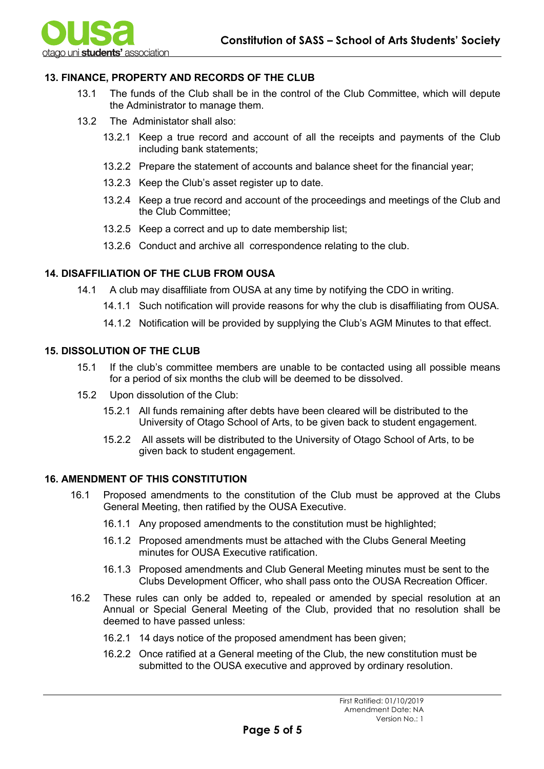## 13. FINANCE, PROPERTY AND RECORDS OF THE CLUB

13.1 The funds of the Club shall be in the control of the Club Committee, which will depute the Administrator to manage them.

13.2 The Administator shall also:

- 13.2.1 Keep a true record and account of all the receipts and payments of the Club including bank statements;
- 13.2.2 Prepare the statement of accounts and balance sheet for the financial year;
- 13.2.3 Keep the Club's asset register up to date.
- 13.2.4 Keep a true record and account of the proceedings and meetings of the Club and the Club Committee;
- 13.2.5 Keep a correct and up to date membership list;
- 13.2.6 Conduct and archive all correspondence relating to the club.

## 14. DISAFFILIATION OF THE CLUB FROM OUSA

14.1 A club may disaffiliate from OUSA at any time by notifying the CDO in writing.

- 14.1.1 Such notification will provide reasons for why the club is disaffiliating from OUSA.
- 14.1.2 Notification will be provided by supplying the Club's AGM Minutes to that effect.

## 15. DISSOLUTION OF THE CLUB

15.1 If the club's committee members are unable to be contacted using all possible means for a period of six months the club will be deemed to be dissolved.

15.2 Upon dissolution of the Club:

- 15.2.1 All funds remaining after debts have been cleared will be distributed to the University of Otago School of Arts, to be given back to student engagement.
- 15.2.2 All assets will be distributed to the University of Otago School of Arts, to be given back to student engagement.

## 16. AMENDMENT OF THIS CONSTITUTION

16.1 Proposed amendments to the constitution of the Club must be approved at the Clubs General Meeting, then ratified by the OUSA Executive.

- 16.1.1 Any proposed amendments to the constitution must be highlighted;
- 16.1.2 Proposed amendments must be attached with the Clubs General Meeting minutes for OUSA Executive ratification.
- 16.1.3 Proposed amendments and Club General Meeting minutes must be sent to the Clubs Development Officer, who shall pass onto the OUSA Recreation Officer.

16.2 These rules can only be added to, repealed or amended by special resolution at an Annual or Special General Meeting of the Club, provided that no resolution shall be deemed to have passed unless:

- 16.2.1 14 days notice of the proposed amendment has been given;
- 16.2.2 Once ratified at a General meeting of the Club, the new constitution must be submitted to the OUSA executive and approved by ordinary resolution.

First Ratified: 01/10/2019
Amendment Date: NA
Version No.: 1